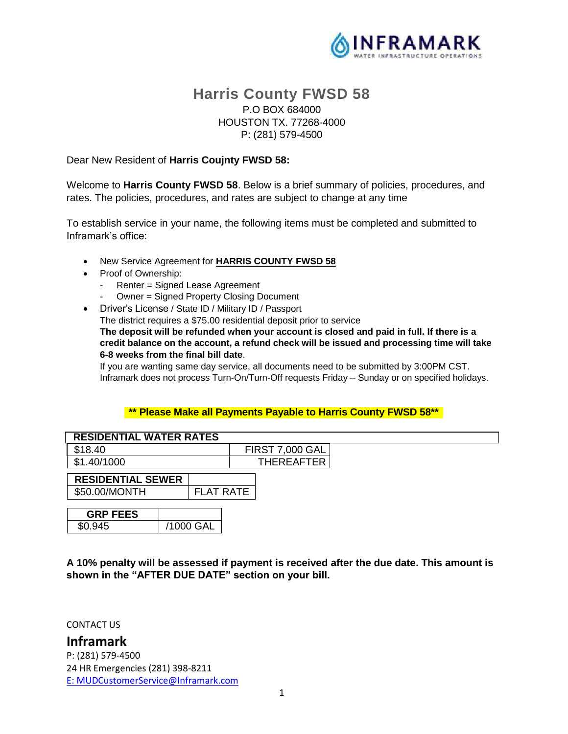# Harris County FWSD 58

P.O BOX 684000
HOUSTON TX. 77268-4000
P: (281) 579-4500

Dear New Resident of **Harris Coujnty FWSD 58:**

Welcome to **Harris County FWSD 58**. Below is a brief summary of policies, procedures, and rates. The policies, procedures, and rates are subject to change at any time

To establish service in your name, the following items must be completed and submitted to Inframark's office:

- New Service Agreement for **HARRIS COUNTY FWSD 58**
- Proof of Ownership:
  - Renter = Signed Lease Agreement
  - Owner = Signed Property Closing Document
- Driver's License / State ID / Military ID / Passport

  The district requires a $75.00 residential deposit prior to service

  **The deposit will be refunded when your account is closed and paid in full. If there is a credit balance on the account, a refund check will be issued and processing time will take 6-8 weeks from the final bill date**.

  If you are wanting same day service, all documents need to be submitted by 3:00PM CST. Inframark does not process Turn-On/Turn-Off requests Friday – Sunday or on specified holidays.

**\*\* Please Make all Payments Payable to Harris County FWSD 58\*\***

| RESIDENTIAL WATER RATES | |
|---|---|
| $18.40 | FIRST 7,000 GAL |
| $1.40/1000 | THEREAFTER |

| RESIDENTIAL SEWER | |
|---|---|
| $50.00/MONTH | FLAT RATE |

| GRP FEES | |
|---|---|
| $0.945 | /1000 GAL |

**A 10% penalty will be assessed if payment is received after the due date. This amount is shown in the "AFTER DUE DATE" section on your bill.**

CONTACT US

**Inframark**

P: (281) 579-4500
24 HR Emergencies (281) 398-8211
E: MUDCustomerService@Inframark.com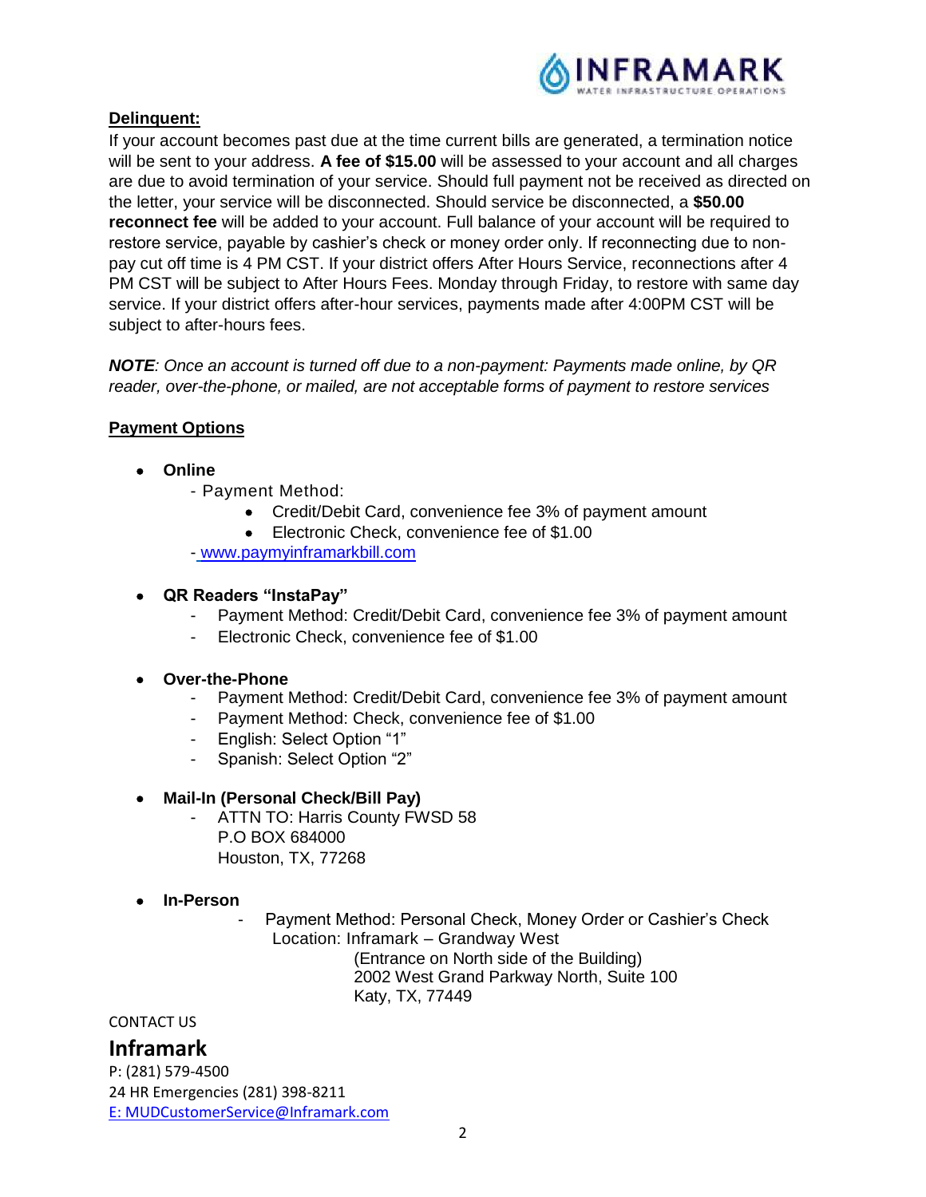**Delinquent:**

If your account becomes past due at the time current bills are generated, a termination notice will be sent to your address. **A fee of $15.00** will be assessed to your account and all charges are due to avoid termination of your service. Should full payment not be received as directed on the letter, your service will be disconnected. Should service be disconnected, a **$50.00 reconnect fee** will be added to your account. Full balance of your account will be required to restore service, payable by cashier's check or money order only. If reconnecting due to non-pay cut off time is 4 PM CST. If your district offers After Hours Service, reconnections after 4 PM CST will be subject to After Hours Fees. Monday through Friday, to restore with same day service. If your district offers after-hour services, payments made after 4:00PM CST will be subject to after-hours fees.

***NOTE**: Once an account is turned off due to a non-payment: Payments made online, by QR reader, over-the-phone, or mailed, are not acceptable forms of payment to restore services*

**Payment Options**

- **Online**
  - Payment Method:
    - Credit/Debit Card, convenience fee 3% of payment amount
    - Electronic Check, convenience fee of $1.00
  - www.paymyinframarkbill.com
- **QR Readers "InstaPay"**
  - Payment Method: Credit/Debit Card, convenience fee 3% of payment amount
  - Electronic Check, convenience fee of $1.00
- **Over-the-Phone**
  - Payment Method: Credit/Debit Card, convenience fee 3% of payment amount
  - Payment Method: Check, convenience fee of $1.00
  - English: Select Option "1"
  - Spanish: Select Option "2"
- **Mail-In (Personal Check/Bill Pay)**
  - ATTN TO: Harris County FWSD 58
    P.O BOX 684000
    Houston, TX, 77268
- **In-Person**
  - Payment Method: Personal Check, Money Order or Cashier's Check
    Location: Inframark – Grandway West
    (Entrance on North side of the Building)
    2002 West Grand Parkway North, Suite 100
    Katy, TX, 77449

CONTACT US

**Inframark**

P: (281) 579-4500
24 HR Emergencies (281) 398-8211
E: MUDCustomerService@Inframark.com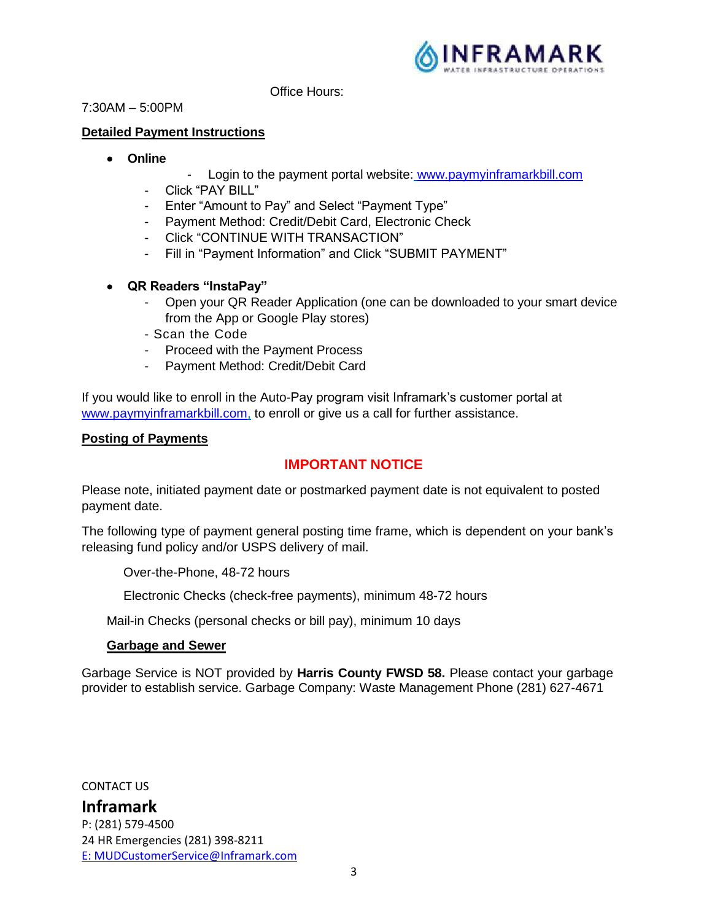INFRAMARK
WATER INFRASTRUCTURE OPERATIONS

Office Hours:

7:30AM – 5:00PM

**Detailed Payment Instructions**

- **Online**
  - Login to the payment portal website: www.paymyinframarkbill.com
  - Click "PAY BILL"
  - Enter "Amount to Pay" and Select "Payment Type"
  - Payment Method: Credit/Debit Card, Electronic Check
  - Click "CONTINUE WITH TRANSACTION"
  - Fill in "Payment Information" and Click "SUBMIT PAYMENT"

- **QR Readers "InstaPay"**
  - Open your QR Reader Application (one can be downloaded to your smart device from the App or Google Play stores)
  - Scan the Code
  - Proceed with the Payment Process
  - Payment Method: Credit/Debit Card

If you would like to enroll in the Auto-Pay program visit Inframark's customer portal at www.paymyinframarkbill.com, to enroll or give us a call for further assistance.

**Posting of Payments**

**IMPORTANT NOTICE**

Please note, initiated payment date or postmarked payment date is not equivalent to posted payment date.

The following type of payment general posting time frame, which is dependent on your bank's releasing fund policy and/or USPS delivery of mail.

Over-the-Phone, 48-72 hours

Electronic Checks (check-free payments), minimum 48-72 hours

Mail-in Checks (personal checks or bill pay), minimum 10 days

**Garbage and Sewer**

Garbage Service is NOT provided by **Harris County FWSD 58.** Please contact your garbage provider to establish service. Garbage Company: Waste Management Phone (281) 627-4671

CONTACT US

**Inframark**

P: (281) 579-4500

24 HR Emergencies (281) 398-8211

E: MUDCustomerService@Inframark.com